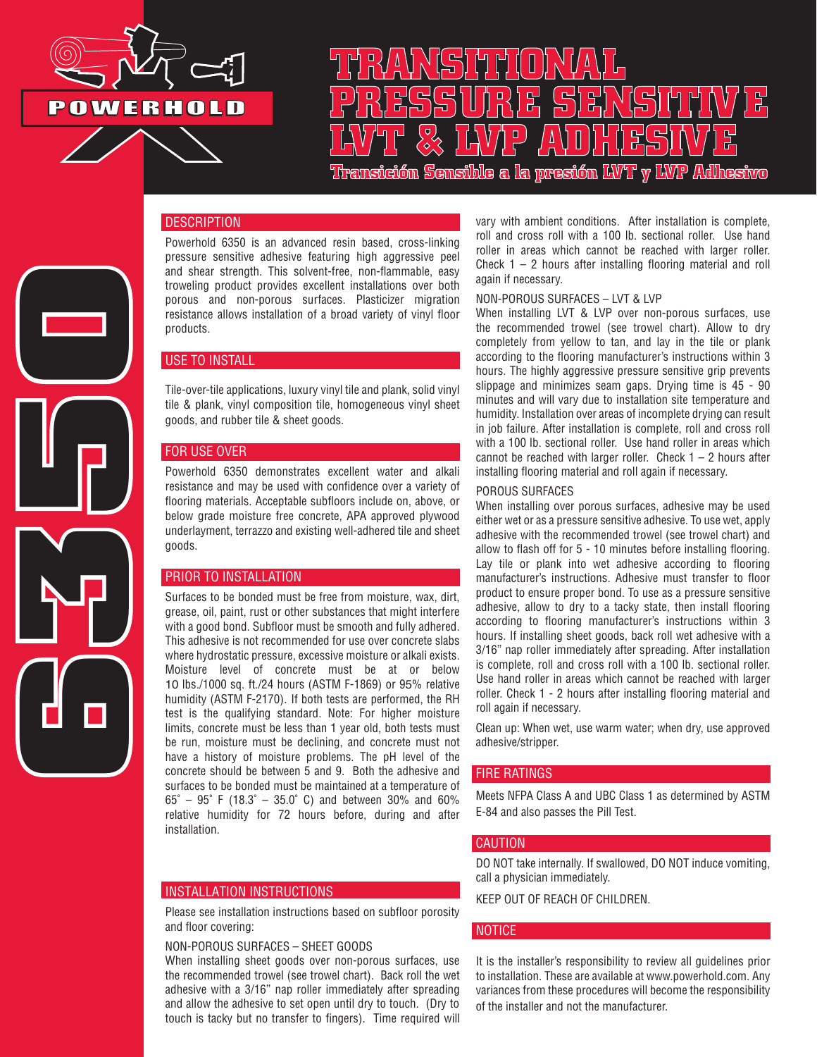POWERHOLD

# TRANSITIONAL PRESSURE SENSITIVE LVT & LVP ADHESIVE

## Transición Sensible a la presión LVT y LVP Adhesivo

6350

### DESCRIPTION

Powerhold 6350 is an advanced resin based, cross-linking pressure sensitive adhesive featuring high aggressive peel and shear strength. This solvent-free, non-flammable, easy troweling product provides excellent installations over both porous and non-porous surfaces. Plasticizer migration resistance allows installation of a broad variety of vinyl floor products.

### USE TO INSTALL

Tile-over-tile applications, luxury vinyl tile and plank, solid vinyl tile & plank, vinyl composition tile, homogeneous vinyl sheet goods, and rubber tile & sheet goods.

### FOR USE OVER

Powerhold 6350 demonstrates excellent water and alkali resistance and may be used with confidence over a variety of flooring materials. Acceptable subfloors include on, above, or below grade moisture free concrete, APA approved plywood underlayment, terrazzo and existing well-adhered tile and sheet goods.

### PRIOR TO INSTALLATION

Surfaces to be bonded must be free from moisture, wax, dirt, grease, oil, paint, rust or other substances that might interfere with a good bond. Subfloor must be smooth and fully adhered. This adhesive is not recommended for use over concrete slabs where hydrostatic pressure, excessive moisture or alkali exists. Moisture level of concrete must be at or below 10 lbs./1000 sq. ft./24 hours (ASTM F-1869) or 95% relative humidity (ASTM F-2170). If both tests are performed, the RH test is the qualifying standard. Note: For higher moisture limits, concrete must be less than 1 year old, both tests must be run, moisture must be declining, and concrete must not have a history of moisture problems. The pH level of the concrete should be between 5 and 9. Both the adhesive and surfaces to be bonded must be maintained at a temperature of 65˚ – 95˚ F (18.3˚ – 35.0˚ C) and between 30% and 60% relative humidity for 72 hours before, during and after installation.

### INSTALLATION INSTRUCTIONS

Please see installation instructions based on subfloor porosity and floor covering:

NON-POROUS SURFACES – SHEET GOODS

When installing sheet goods over non-porous surfaces, use the recommended trowel (see trowel chart). Back roll the wet adhesive with a 3/16" nap roller immediately after spreading and allow the adhesive to set open until dry to touch. (Dry to touch is tacky but no transfer to fingers). Time required will vary with ambient conditions. After installation is complete, roll and cross roll with a 100 lb. sectional roller. Use hand roller in areas which cannot be reached with larger roller. Check 1 – 2 hours after installing flooring material and roll again if necessary.

NON-POROUS SURFACES – LVT & LVP

When installing LVT & LVP over non-porous surfaces, use the recommended trowel (see trowel chart). Allow to dry completely from yellow to tan, and lay in the tile or plank according to the flooring manufacturer's instructions within 3 hours. The highly aggressive pressure sensitive grip prevents slippage and minimizes seam gaps. Drying time is 45 - 90 minutes and will vary due to installation site temperature and humidity. Installation over areas of incomplete drying can result in job failure. After installation is complete, roll and cross roll with a 100 lb. sectional roller. Use hand roller in areas which cannot be reached with larger roller. Check 1 – 2 hours after installing flooring material and roll again if necessary.

POROUS SURFACES

When installing over porous surfaces, adhesive may be used either wet or as a pressure sensitive adhesive. To use wet, apply adhesive with the recommended trowel (see trowel chart) and allow to flash off for 5 - 10 minutes before installing flooring. Lay tile or plank into wet adhesive according to flooring manufacturer's instructions. Adhesive must transfer to floor product to ensure proper bond. To use as a pressure sensitive adhesive, allow to dry to a tacky state, then install flooring according to flooring manufacturer's instructions within 3 hours. If installing sheet goods, back roll wet adhesive with a 3/16" nap roller immediately after spreading. After installation is complete, roll and cross roll with a 100 lb. sectional roller. Use hand roller in areas which cannot be reached with larger roller. Check 1 - 2 hours after installing flooring material and roll again if necessary.

Clean up: When wet, use warm water; when dry, use approved adhesive/stripper.

### FIRE RATINGS

Meets NFPA Class A and UBC Class 1 as determined by ASTM E-84 and also passes the Pill Test.

### CAUTION

DO NOT take internally. If swallowed, DO NOT induce vomiting, call a physician immediately.

KEEP OUT OF REACH OF CHILDREN.

### NOTICE

It is the installer's responsibility to review all guidelines prior to installation. These are available at www.powerhold.com. Any variances from these procedures will become the responsibility of the installer and not the manufacturer.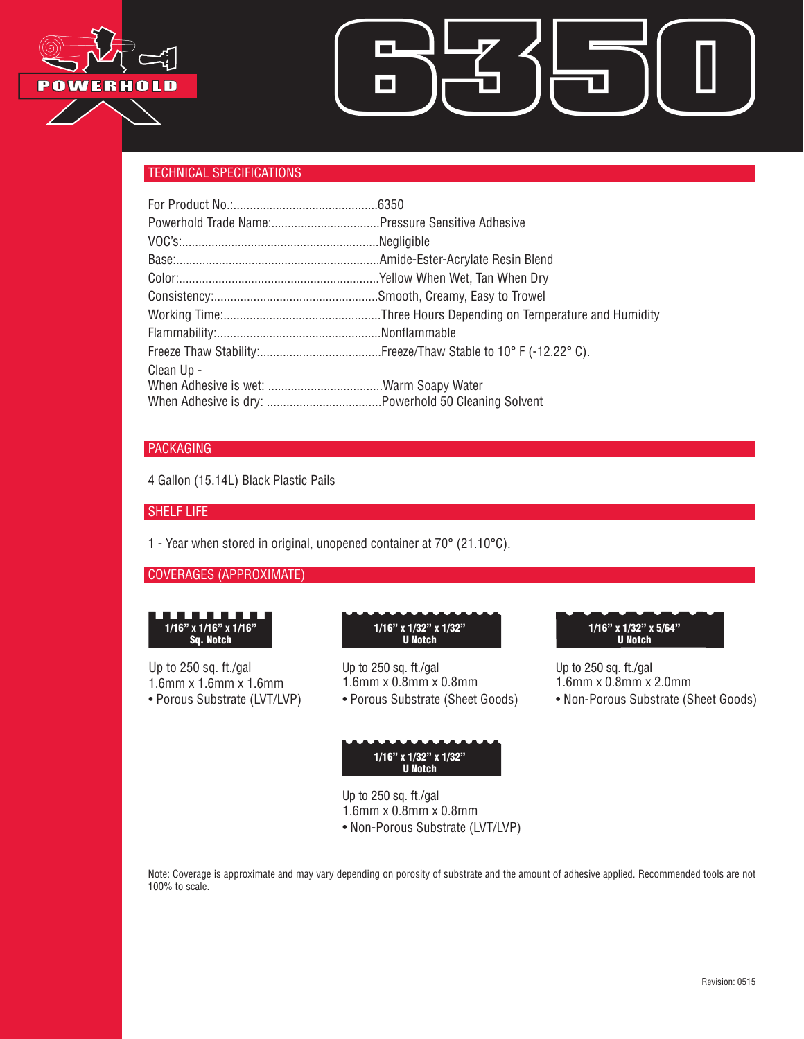# 6350

POWERHOLD

## TECHNICAL SPECIFICATIONS

For Product No.:............................................6350
Powerhold Trade Name:.................................Pressure Sensitive Adhesive
VOC's:............................................................Negligible
Base:..............................................................Amide-Ester-Acrylate Resin Blend
Color:.............................................................Yellow When Wet, Tan When Dry
Consistency:..................................................Smooth, Creamy, Easy to Trowel
Working Time:................................................Three Hours Depending on Temperature and Humidity
Flammability:..................................................Nonflammable
Freeze Thaw Stability:.....................................Freeze/Thaw Stable to 10° F (-12.22° C).
Clean Up -
When Adhesive is wet: ...................................Warm Soapy Water
When Adhesive is dry: ...................................Powerhold 50 Cleaning Solvent

## PACKAGING

4 Gallon (15.14L) Black Plastic Pails

## SHELF LIFE

1 - Year when stored in original, unopened container at 70° (21.10°C).

## COVERAGES (APPROXIMATE)

**1/16" x 1/16" x 1/16" Sq. Notch**

Up to 250 sq. ft./gal
1.6mm x 1.6mm x 1.6mm
- Porous Substrate (LVT/LVP)

**1/16" x 1/32" x 1/32" U Notch**

Up to 250 sq. ft./gal
1.6mm x 0.8mm x 0.8mm
- Porous Substrate (Sheet Goods)

**1/16" x 1/32" x 5/64" U Notch**

Up to 250 sq. ft./gal
1.6mm x 0.8mm x 2.0mm
- Non-Porous Substrate (Sheet Goods)

**1/16" x 1/32" x 1/32" U Notch**

Up to 250 sq. ft./gal
1.6mm x 0.8mm x 0.8mm
- Non-Porous Substrate (LVT/LVP)

Note: Coverage is approximate and may vary depending on porosity of substrate and the amount of adhesive applied. Recommended tools are not 100% to scale.

Revision: 0515